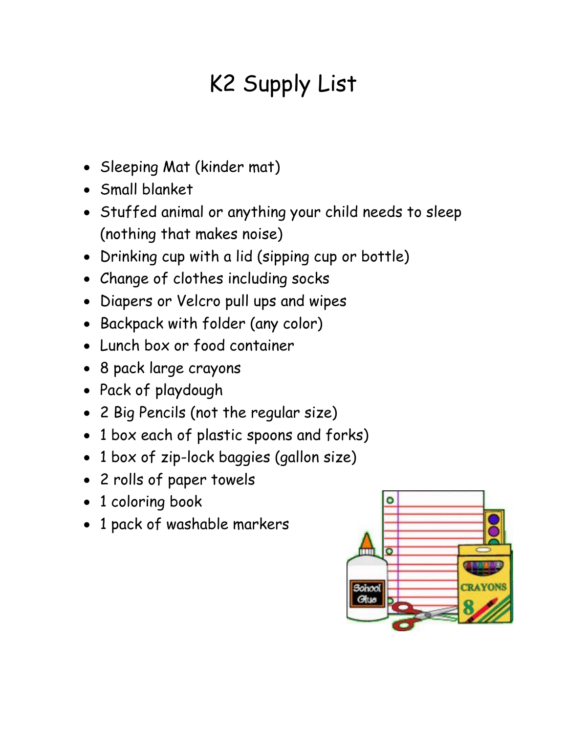# K2 Supply List

- Sleeping Mat (kinder mat)
- Small blanket
- Stuffed animal or anything your child needs to sleep (nothing that makes noise)
- Drinking cup with a lid (sipping cup or bottle)
- Change of clothes including socks
- Diapers or Velcro pull ups and wipes
- Backpack with folder (any color)
- Lunch box or food container
- 8 pack large crayons
- Pack of playdough
- 2 Big Pencils (not the regular size)
- 1 box each of plastic spoons and forks)
- 1 box of zip-lock baggies (gallon size)
- 2 rolls of paper towels
- 1 coloring book
- 1 pack of washable markers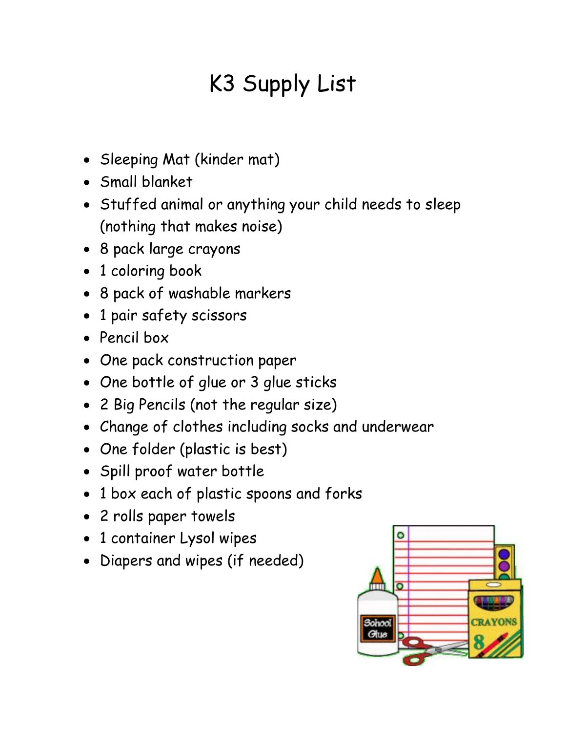# K3 Supply List

- Sleeping Mat (kinder mat)
- Small blanket
- Stuffed animal or anything your child needs to sleep (nothing that makes noise)
- 8 pack large crayons
- 1 coloring book
- 8 pack of washable markers
- 1 pair safety scissors
- Pencil box
- One pack construction paper
- One bottle of glue or 3 glue sticks
- 2 Big Pencils (not the regular size)
- Change of clothes including socks and underwear
- One folder (plastic is best)
- Spill proof water bottle
- 1 box each of plastic spoons and forks
- 2 rolls paper towels
- 1 container Lysol wipes
- Diapers and wipes (if needed)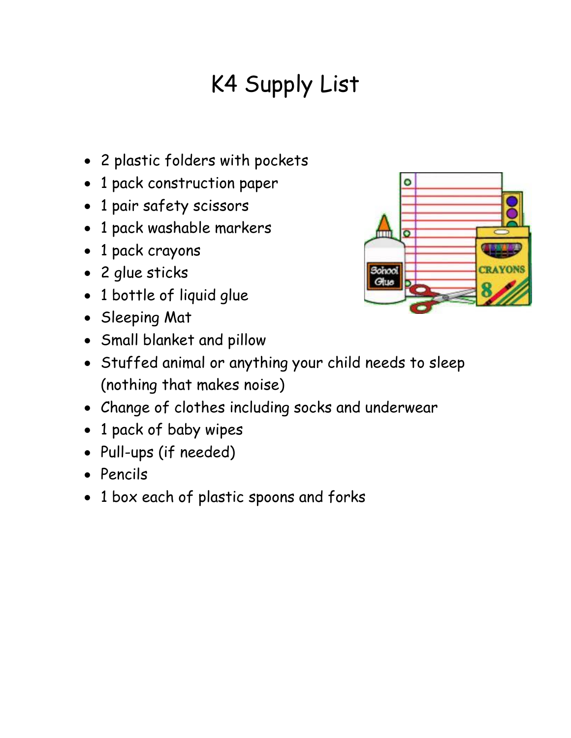# K4 Supply List

- 2 plastic folders with pockets
- 1 pack construction paper
- 1 pair safety scissors
- 1 pack washable markers
- 1 pack crayons
- 2 glue sticks
- 1 bottle of liquid glue
- Sleeping Mat
- Small blanket and pillow
- Stuffed animal or anything your child needs to sleep (nothing that makes noise)
- Change of clothes including socks and underwear
- 1 pack of baby wipes
- Pull-ups (if needed)
- Pencils
- 1 box each of plastic spoons and forks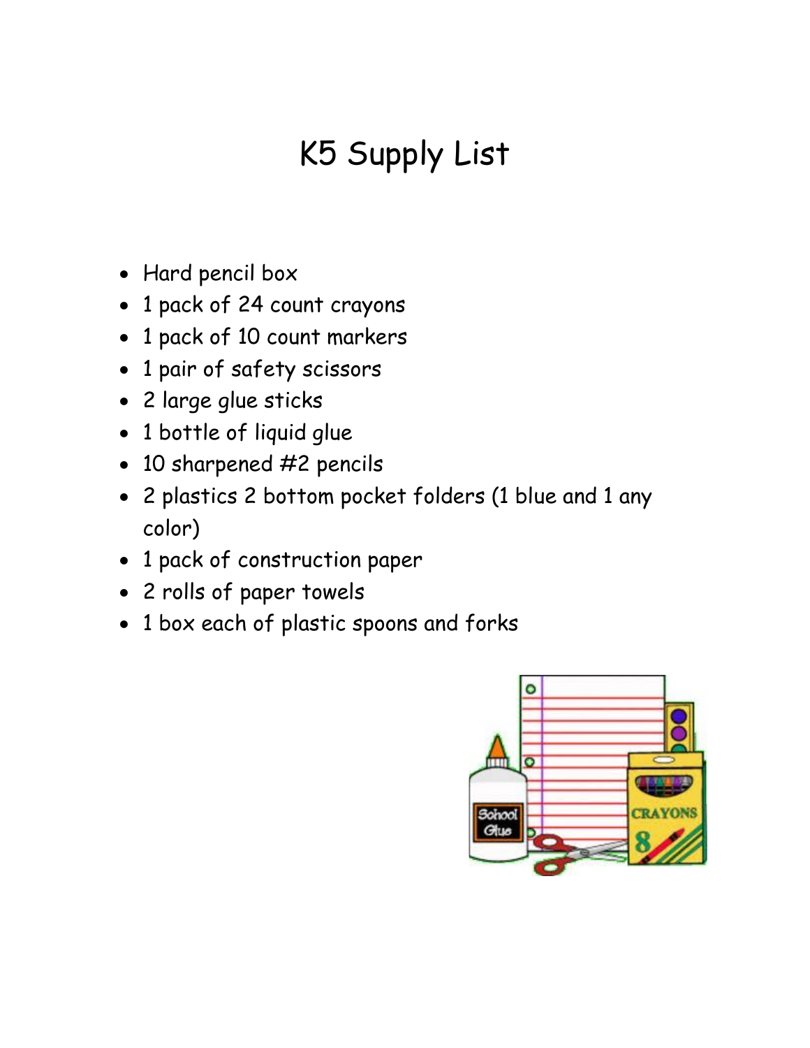# K5 Supply List

- Hard pencil box
- 1 pack of 24 count crayons
- 1 pack of 10 count markers
- 1 pair of safety scissors
- 2 large glue sticks
- 1 bottle of liquid glue
- 10 sharpened #2 pencils
- 2 plastics 2 bottom pocket folders (1 blue and 1 any color)
- 1 pack of construction paper
- 2 rolls of paper towels
- 1 box each of plastic spoons and forks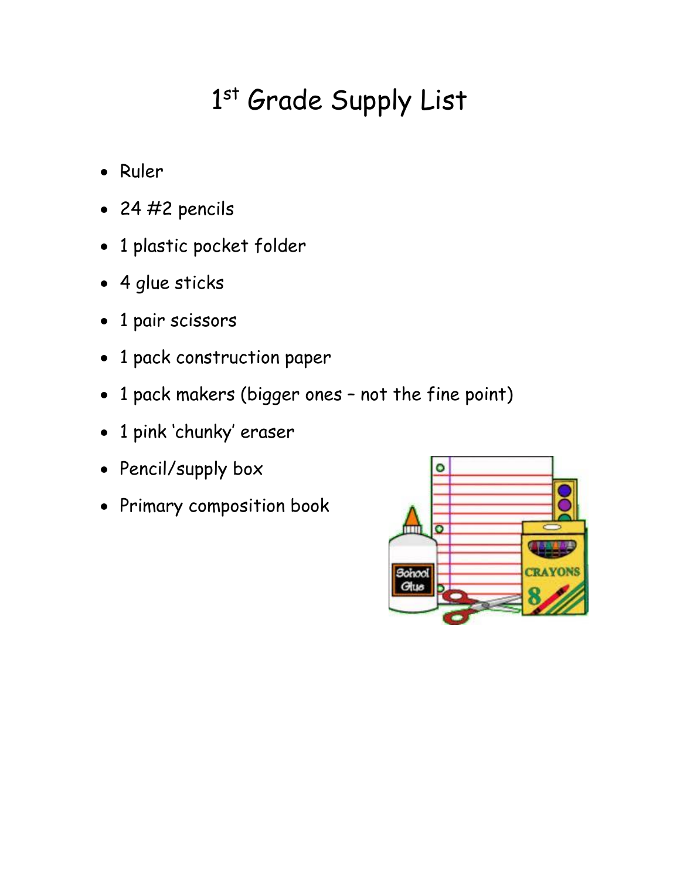# 1st Grade Supply List

- Ruler
- 24 #2 pencils
- 1 plastic pocket folder
- 4 glue sticks
- 1 pair scissors
- 1 pack construction paper
- 1 pack makers (bigger ones – not the fine point)
- 1 pink 'chunky' eraser
- Pencil/supply box
- Primary composition book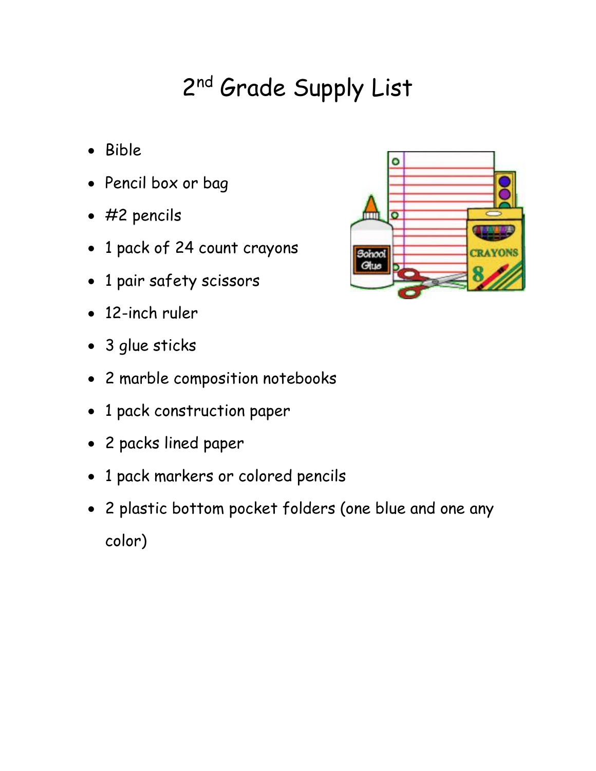# 2nd Grade Supply List

- Bible
- Pencil box or bag
- #2 pencils
- 1 pack of 24 count crayons
- 1 pair safety scissors
- 12-inch ruler
- 3 glue sticks
- 2 marble composition notebooks
- 1 pack construction paper
- 2 packs lined paper
- 1 pack markers or colored pencils
- 2 plastic bottom pocket folders (one blue and one any color)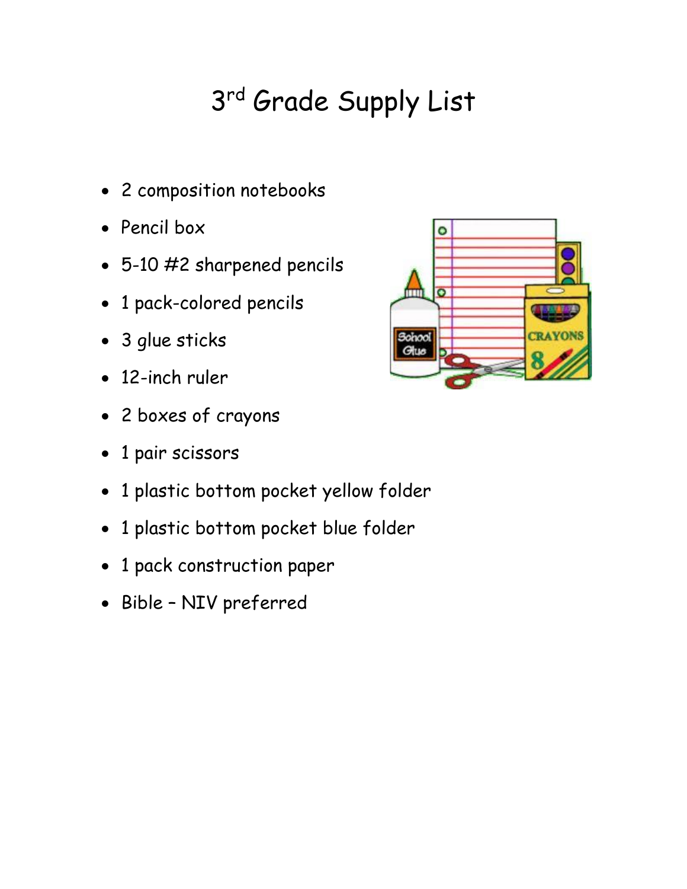# 3rd Grade Supply List

- 2 composition notebooks
- Pencil box
- 5-10 #2 sharpened pencils
- 1 pack-colored pencils
- 3 glue sticks
- 12-inch ruler
- 2 boxes of crayons
- 1 pair scissors
- 1 plastic bottom pocket yellow folder
- 1 plastic bottom pocket blue folder
- 1 pack construction paper
- Bible – NIV preferred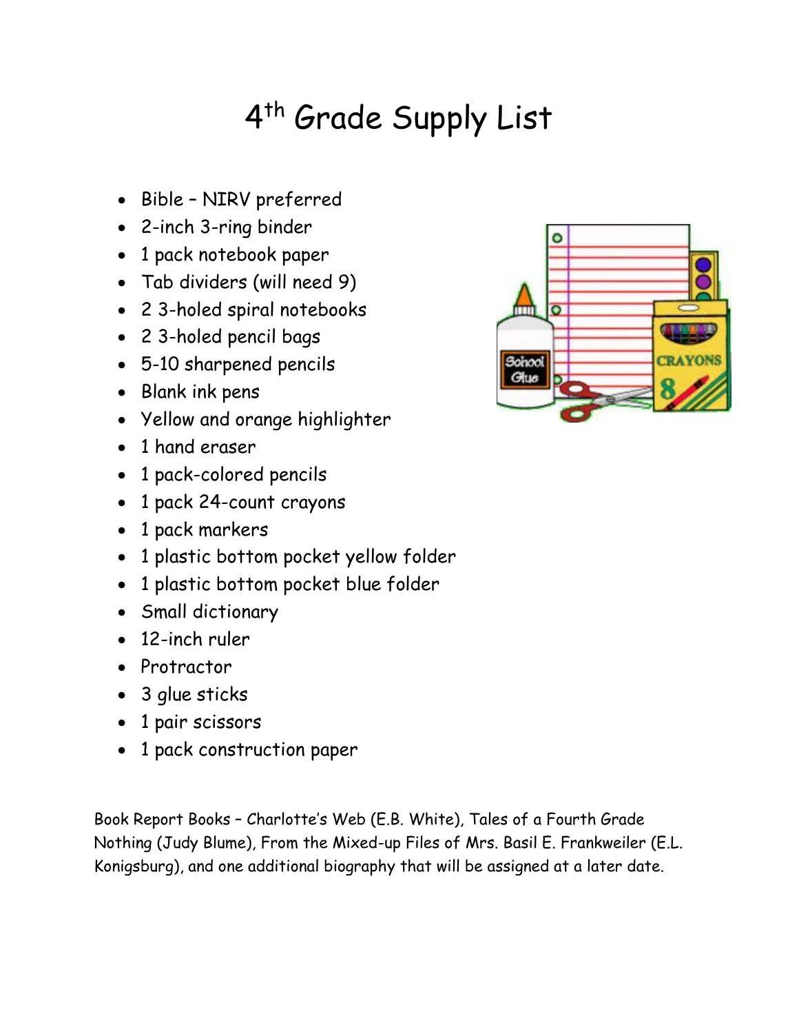# $4^{th}$ Grade Supply List

- Bible – NIRV preferred
- 2-inch 3-ring binder
- 1 pack notebook paper
- Tab dividers (will need 9)
- 2 3-holed spiral notebooks
- 2 3-holed pencil bags
- 5-10 sharpened pencils
- Blank ink pens
- Yellow and orange highlighter
- 1 hand eraser
- 1 pack-colored pencils
- 1 pack 24-count crayons
- 1 pack markers
- 1 plastic bottom pocket yellow folder
- 1 plastic bottom pocket blue folder
- Small dictionary
- 12-inch ruler
- Protractor
- 3 glue sticks
- 1 pair scissors
- 1 pack construction paper

Book Report Books – Charlotte's Web (E.B. White), Tales of a Fourth Grade Nothing (Judy Blume), From the Mixed-up Files of Mrs. Basil E. Frankweiler (E.L. Konigsburg), and one additional biography that will be assigned at a later date.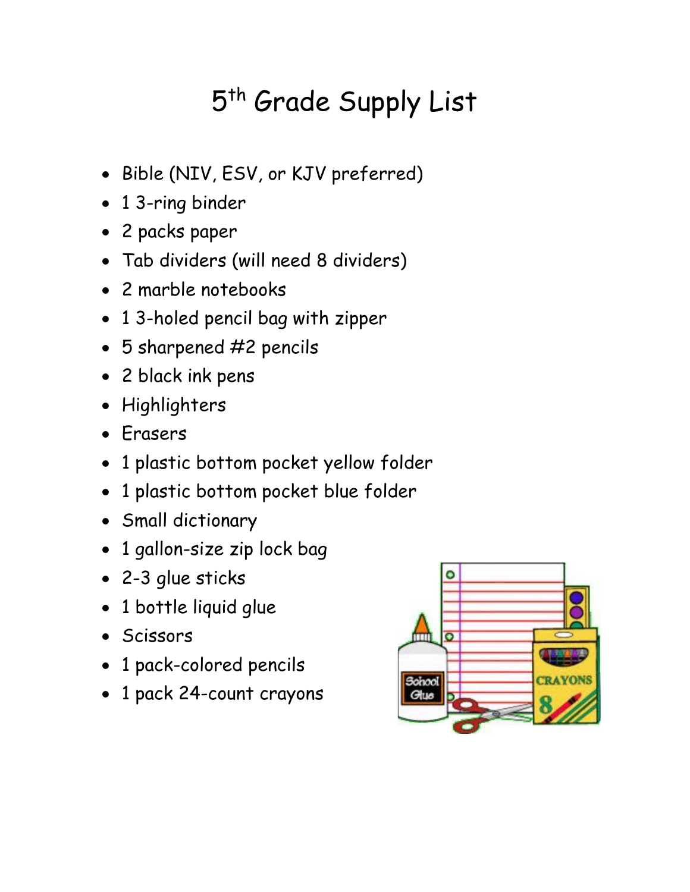# 5th Grade Supply List

- Bible (NIV, ESV, or KJV preferred)
- 1 3-ring binder
- 2 packs paper
- Tab dividers (will need 8 dividers)
- 2 marble notebooks
- 1 3-holed pencil bag with zipper
- 5 sharpened #2 pencils
- 2 black ink pens
- Highlighters
- Erasers
- 1 plastic bottom pocket yellow folder
- 1 plastic bottom pocket blue folder
- Small dictionary
- 1 gallon-size zip lock bag
- 2-3 glue sticks
- 1 bottle liquid glue
- Scissors
- 1 pack-colored pencils
- 1 pack 24-count crayons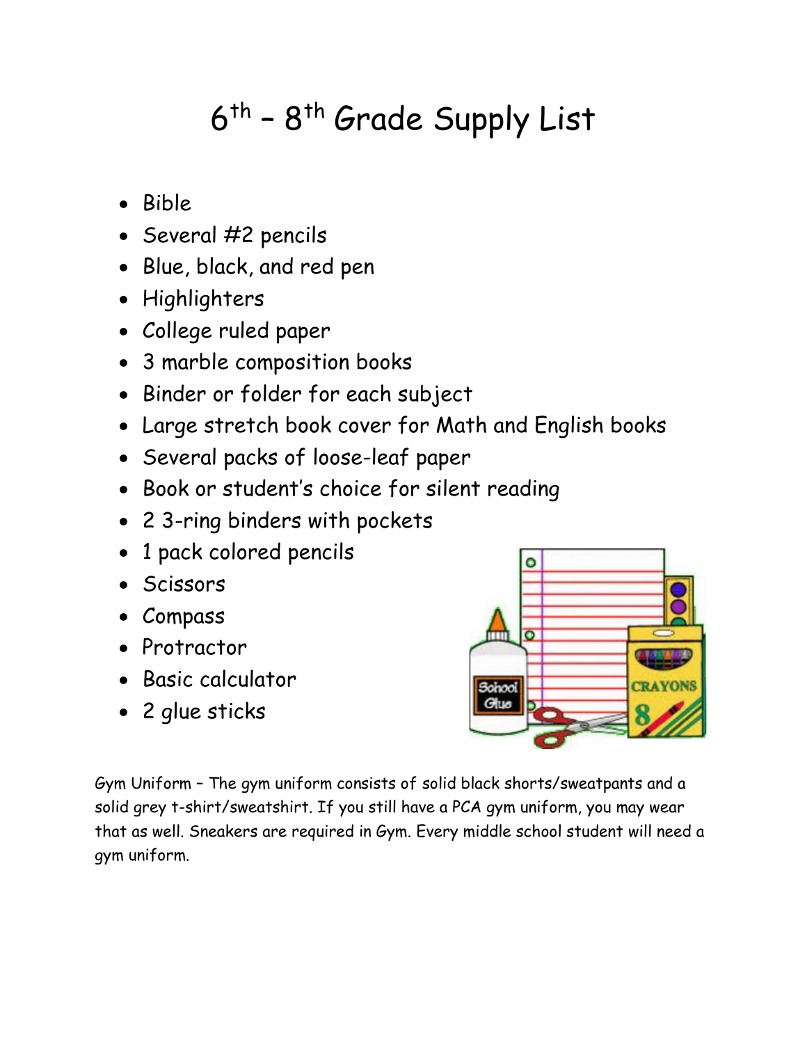# $6^{th}$ – $8^{th}$ Grade Supply List

- Bible
- Several #2 pencils
- Blue, black, and red pen
- Highlighters
- College ruled paper
- 3 marble composition books
- Binder or folder for each subject
- Large stretch book cover for Math and English books
- Several packs of loose-leaf paper
- Book or student's choice for silent reading
- 2 3-ring binders with pockets
- 1 pack colored pencils
- Scissors
- Compass
- Protractor
- Basic calculator
- 2 glue sticks

Gym Uniform – The gym uniform consists of solid black shorts/sweatpants and a solid grey t-shirt/sweatshirt. If you still have a PCA gym uniform, you may wear that as well. Sneakers are required in Gym. Every middle school student will need a gym uniform.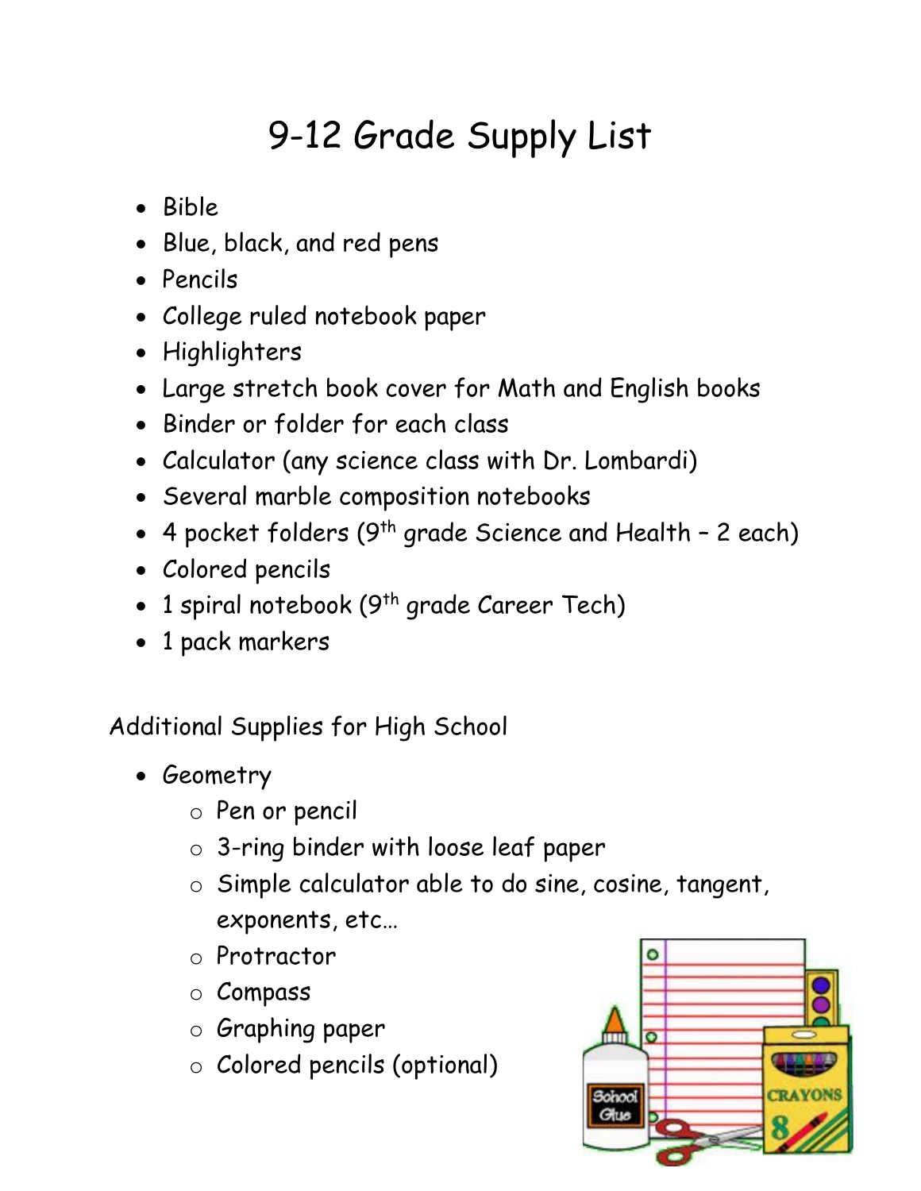# 9-12 Grade Supply List

- Bible
- Blue, black, and red pens
- Pencils
- College ruled notebook paper
- Highlighters
- Large stretch book cover for Math and English books
- Binder or folder for each class
- Calculator (any science class with Dr. Lombardi)
- Several marble composition notebooks
- 4 pocket folders (9th grade Science and Health – 2 each)
- Colored pencils
- 1 spiral notebook (9th grade Career Tech)
- 1 pack markers

Additional Supplies for High School

- Geometry
  - Pen or pencil
  - 3-ring binder with loose leaf paper
  - Simple calculator able to do sine, cosine, tangent, exponents, etc…
  - Protractor
  - Compass
  - Graphing paper
  - Colored pencils (optional)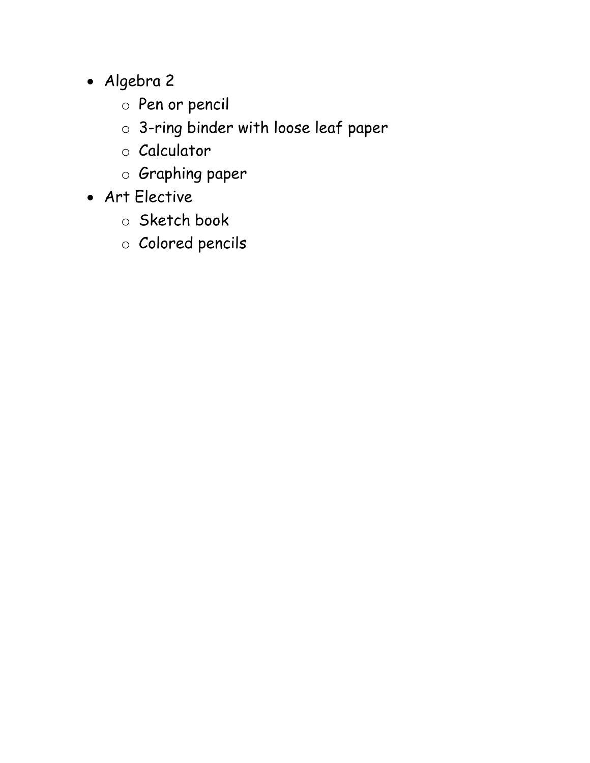- Algebra 2
    - Pen or pencil
    - 3-ring binder with loose leaf paper
    - Calculator
    - Graphing paper
- Art Elective
    - Sketch book
    - Colored pencils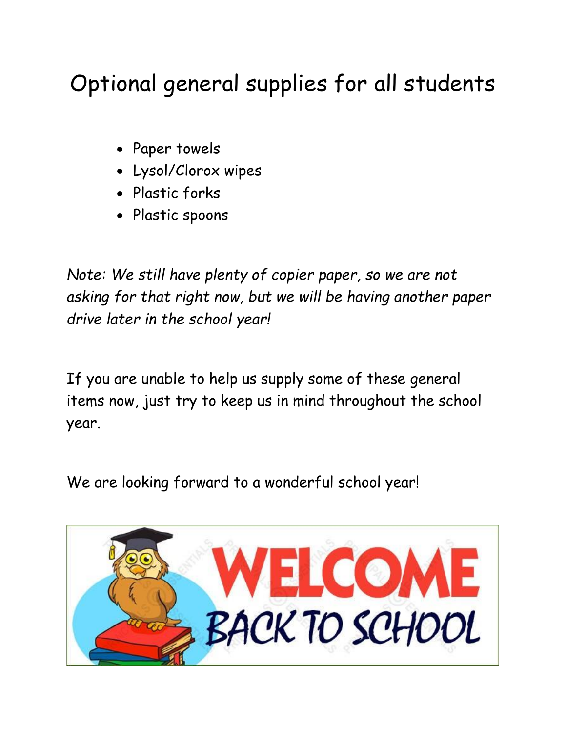# Optional general supplies for all students

- Paper towels
- Lysol/Clorox wipes
- Plastic forks
- Plastic spoons

*Note: We still have plenty of copier paper, so we are not asking for that right now, but we will be having another paper drive later in the school year!*

If you are unable to help us supply some of these general items now, just try to keep us in mind throughout the school year.

We are looking forward to a wonderful school year!